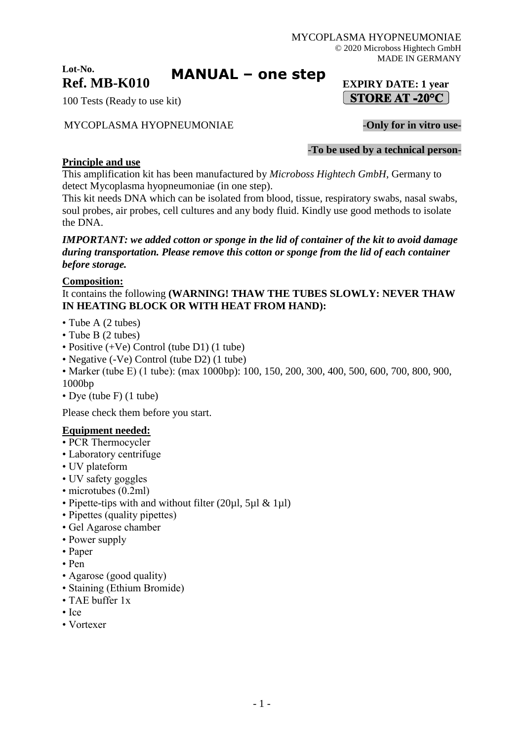MYCOPLASMA HYOPNEUMONIAE
© 2020 Microboss Hightech GmbH
MADE IN GERMANY

**Lot-No.**

**Ref. MB-K010**

# MANUAL – one step

**EXPIRY DATE: 1 year**

**STORE AT -20°C**

100 Tests (Ready to use kit)

MYCOPLASMA HYOPNEUMONIAE **-Only for in vitro use-**

**-To be used by a technical person-**

## Principle and use

This amplification kit has been manufactured by *Microboss Hightech GmbH*, Germany to detect Mycoplasma hyopneumoniae (in one step).

This kit needs DNA which can be isolated from blood, tissue, respiratory swabs, nasal swabs, soul probes, air probes, cell cultures and any body fluid. Kindly use good methods to isolate the DNA.

***IMPORTANT: we added cotton or sponge in the lid of container of the kit to avoid damage during transportation. Please remove this cotton or sponge from the lid of each container before storage.***

## Composition:

It contains the following **(WARNING! THAW THE TUBES SLOWLY: NEVER THAW IN HEATING BLOCK OR WITH HEAT FROM HAND):**

- Tube A (2 tubes)
- Tube B (2 tubes)
- Positive (+Ve) Control (tube D1) (1 tube)
- Negative (-Ve) Control (tube D2) (1 tube)
- Marker (tube E) (1 tube): (max 1000bp): 100, 150, 200, 300, 400, 500, 600, 700, 800, 900, 1000bp
- Dye (tube F) (1 tube)

Please check them before you start.

## Equipment needed:

- PCR Thermocycler
- Laboratory centrifuge
- UV plateform
- UV safety goggles
- microtubes (0.2ml)
- Pipette-tips with and without filter (20µl, 5µl & 1µl)
- Pipettes (quality pipettes)
- Gel Agarose chamber
- Power supply
- Paper
- Pen
- Agarose (good quality)
- Staining (Ethium Bromide)
- TAE buffer 1x
- Ice
- Vortexer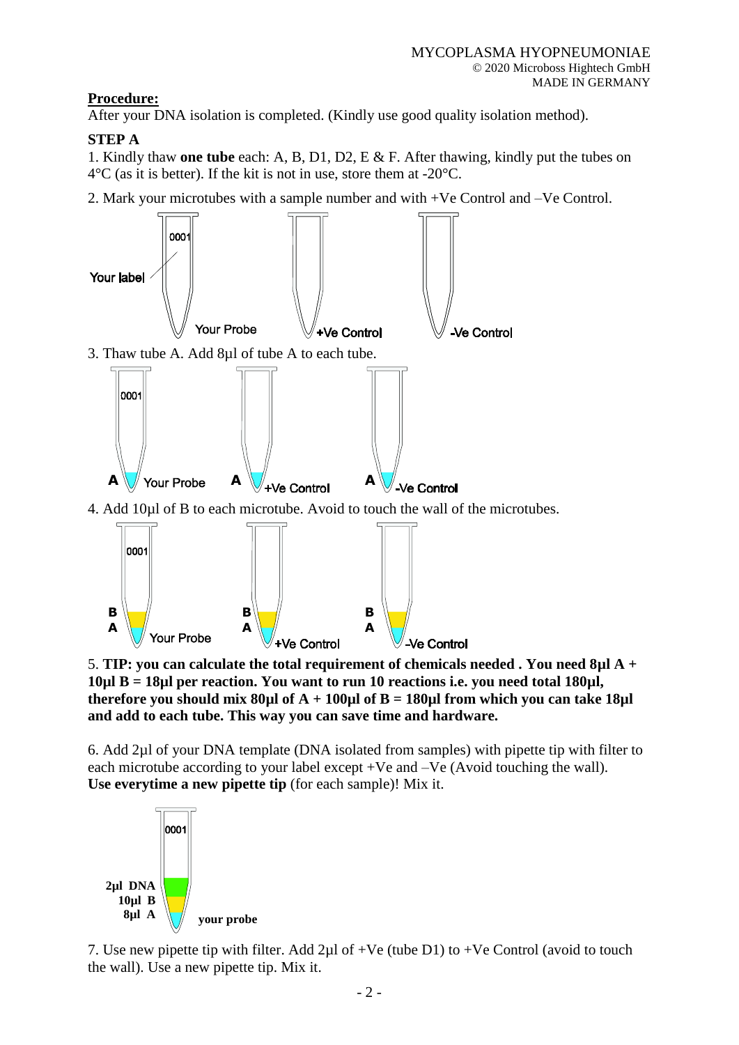**Procedure:**

After your DNA isolation is completed. (Kindly use good quality isolation method).

**STEP A**

1. Kindly thaw **one tube** each: A, B, D1, D2, E & F. After thawing, kindly put the tubes on 4°C (as it is better). If the kit is not in use, store them at -20°C.

2. Mark your microtubes with a sample number and with +Ve Control and –Ve Control.

Your label 0001 — Your Probe — +Ve Control — -Ve Control

3. Thaw tube A. Add 8µl of tube A to each tube.

A Your Probe — A +Ve Control — A -Ve Control

4. Add 10µl of B to each microtube. Avoid to touch the wall of the microtubes.

B A Your Probe — B A +Ve Control — B A -Ve Control

5. **TIP: you can calculate the total requirement of chemicals needed . You need 8µl A + 10µl B = 18µl per reaction. You want to run 10 reactions i.e. you need total 180µl, therefore you should mix 80µl of A + 100µl of B = 180µl from which you can take 18µl and add to each tube. This way you can save time and hardware.**

6. Add 2µl of your DNA template (DNA isolated from samples) with pipette tip with filter to each microtube according to your label except +Ve and –Ve (Avoid touching the wall). **Use everytime a new pipette tip** (for each sample)! Mix it.

**2µl DNA**
**10µl B**
**8µl A** **your probe**

7. Use new pipette tip with filter. Add 2µl of +Ve (tube D1) to +Ve Control (avoid to touch the wall). Use a new pipette tip. Mix it.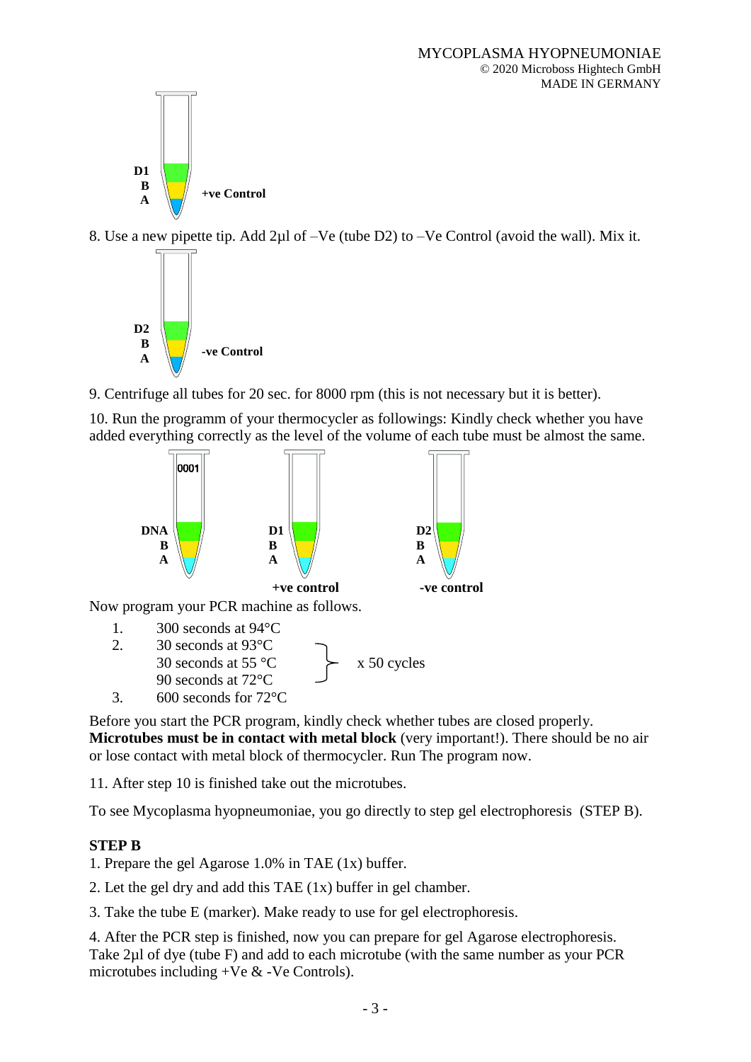D1
B
A
**+ve Control**

8. Use a new pipette tip. Add 2µl of –Ve (tube D2) to –Ve Control (avoid the wall). Mix it.

D2
B
A
**-ve Control**

9. Centrifuge all tubes for 20 sec. for 8000 rpm (this is not necessary but it is better).

10. Run the programm of your thermocycler as followings: Kindly check whether you have added everything correctly as the level of the volume of each tube must be almost the same.

0001
DNA
B
A

D1
B
A
**+ve control**

D2
B
A
**-ve control**

Now program your PCR machine as follows.

1. 300 seconds at 94°C
2. 30 seconds at 93°C
   30 seconds at 55 °C
   90 seconds at 72°C
   } x 50 cycles
3. 600 seconds for 72°C

Before you start the PCR program, kindly check whether tubes are closed properly. **Microtubes must be in contact with metal block** (very important!). There should be no air or lose contact with metal block of thermocycler. Run The program now.

11. After step 10 is finished take out the microtubes.

To see Mycoplasma hyopneumoniae, you go directly to step gel electrophoresis (STEP B).

**STEP B**

1. Prepare the gel Agarose 1.0% in TAE (1x) buffer.

2. Let the gel dry and add this TAE (1x) buffer in gel chamber.

3. Take the tube E (marker). Make ready to use for gel electrophoresis.

4. After the PCR step is finished, now you can prepare for gel Agarose electrophoresis. Take 2µl of dye (tube F) and add to each microtube (with the same number as your PCR microtubes including +Ve & -Ve Controls).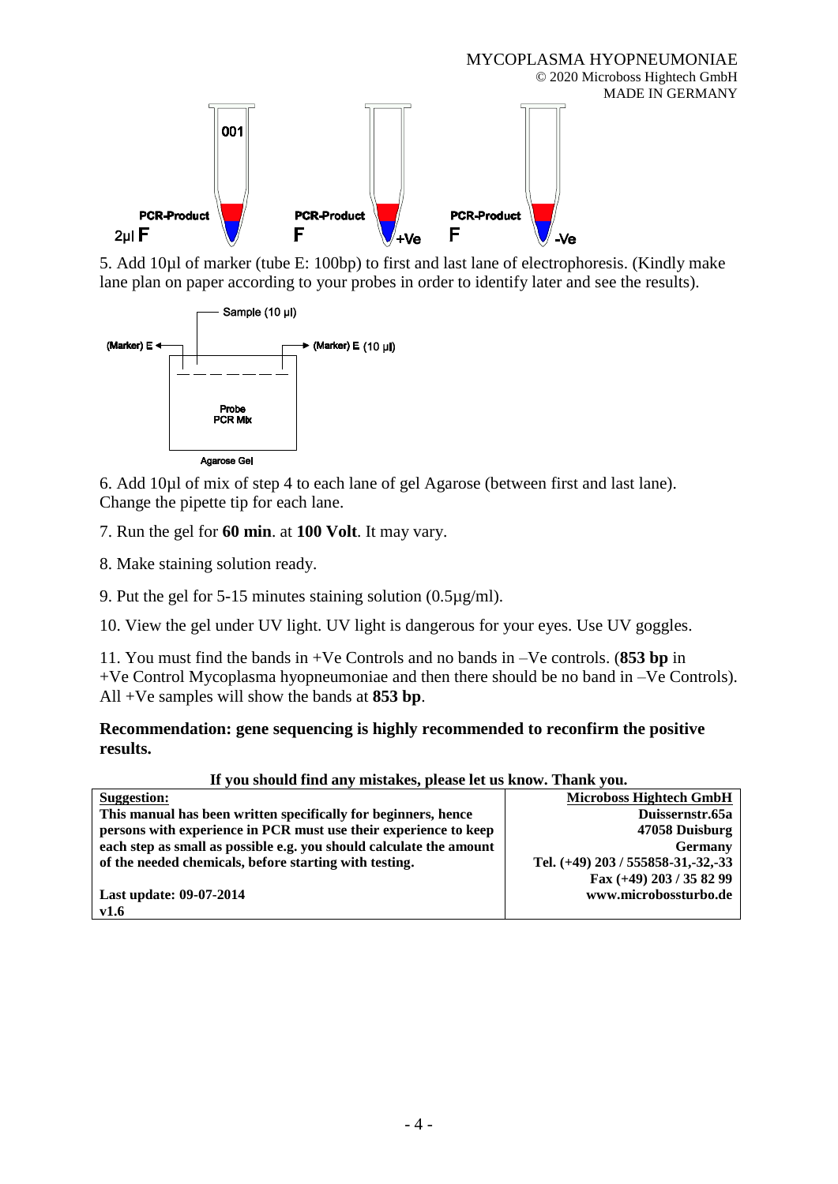2µl F PCR-Product 001

F PCR-Product +Ve

F PCR-Product -Ve

5. Add 10µl of marker (tube E: 100bp) to first and last lane of electrophoresis. (Kindly make lane plan on paper according to your probes in order to identify later and see the results).

Sample (10 µl)

(Marker) E

(Marker) E (10 µl)

Probe
PCR Mix

Agarose Gel

6. Add 10µl of mix of step 4 to each lane of gel Agarose (between first and last lane). Change the pipette tip for each lane.

7. Run the gel for **60 min**. at **100 Volt**. It may vary.

8. Make staining solution ready.

9. Put the gel for 5-15 minutes staining solution (0.5µg/ml).

10. View the gel under UV light. UV light is dangerous for your eyes. Use UV goggles.

11. You must find the bands in +Ve Controls and no bands in –Ve controls. (**853 bp** in +Ve Control Mycoplasma hyopneumoniae and then there should be no band in –Ve Controls). All +Ve samples will show the bands at **853 bp**.

**Recommendation: gene sequencing is highly recommended to reconfirm the positive results.**

**If you should find any mistakes, please let us know. Thank you.**

| | |
|---|---|
| **Suggestion:**<br>**This manual has been written specifically for beginners, hence persons with experience in PCR must use their experience to keep each step as small as possible e.g. you should calculate the amount of the needed chemicals, before starting with testing.**<br><br>**Last update: 09-07-2014**<br>**v1.6** | **Microboss Hightech GmbH**<br>**Duissernstr.65a**<br>**47058 Duisburg**<br>**Germany**<br>**Tel. (+49) 203 / 555858-31,-32,-33**<br>**Fax (+49) 203 / 35 82 99**<br>**www.microbossturbo.de** |